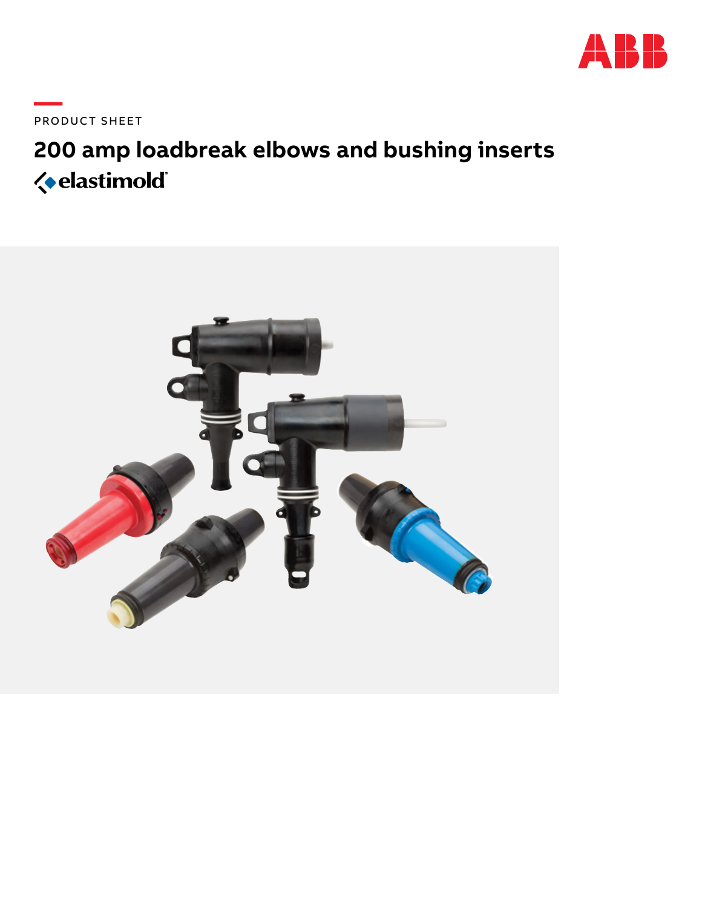PRODUCT SHEET

# 200 amp loadbreak elbows and bushing inserts

elastimold®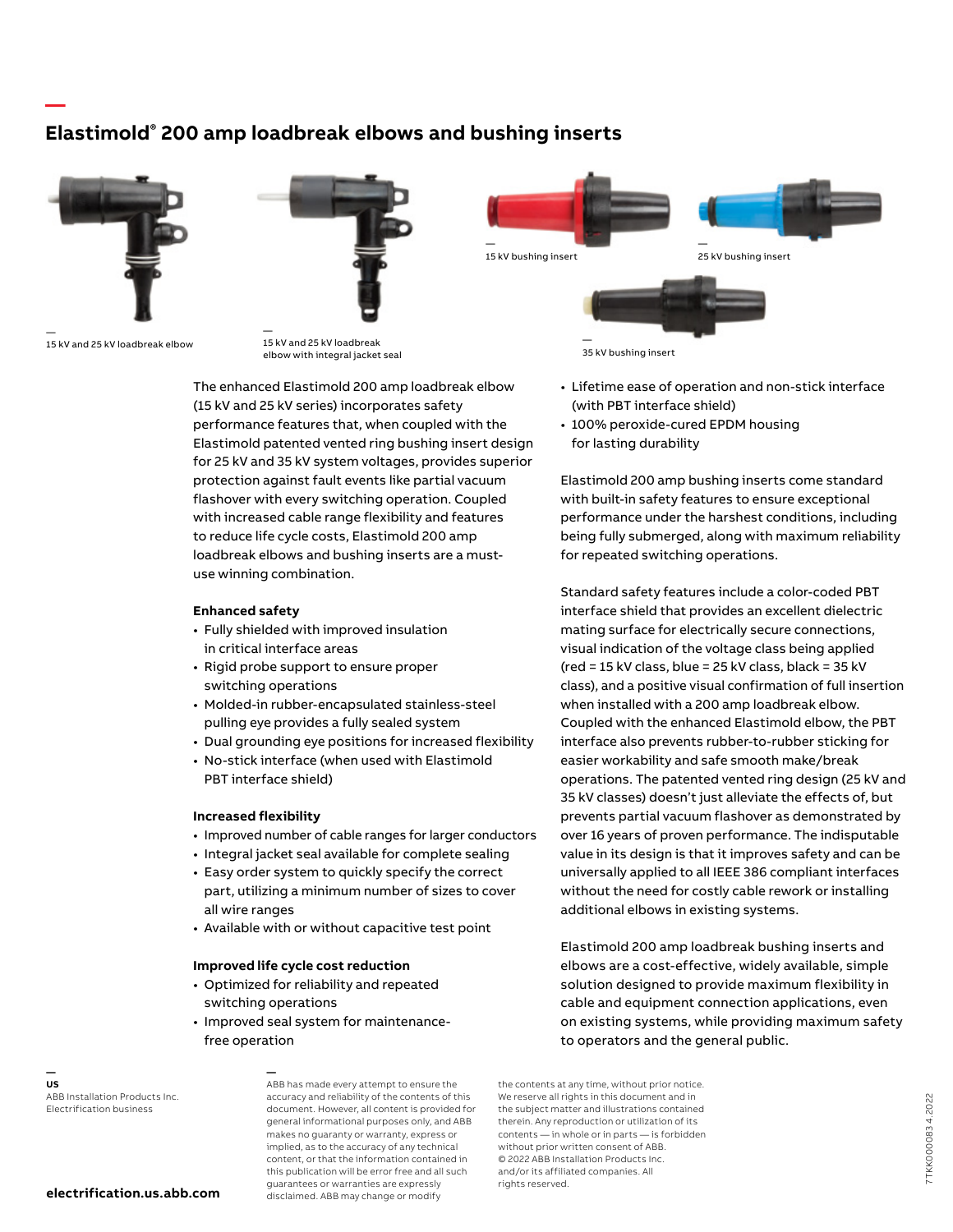## Elastimold® 200 amp loadbreak elbows and bushing inserts

15 kV and 25 kV loadbreak elbow

15 kV and 25 kV loadbreak elbow with integral jacket seal

15 kV bushing insert

25 kV bushing insert

35 kV bushing insert

The enhanced Elastimold 200 amp loadbreak elbow (15 kV and 25 kV series) incorporates safety performance features that, when coupled with the Elastimold patented vented ring bushing insert design for 25 kV and 35 kV system voltages, provides superior protection against fault events like partial vacuum flashover with every switching operation. Coupled with increased cable range flexibility and features to reduce life cycle costs, Elastimold 200 amp loadbreak elbows and bushing inserts are a must-use winning combination.

**Enhanced safety**

- Fully shielded with improved insulation in critical interface areas
- Rigid probe support to ensure proper switching operations
- Molded-in rubber-encapsulated stainless-steel pulling eye provides a fully sealed system
- Dual grounding eye positions for increased flexibility
- No-stick interface (when used with Elastimold PBT interface shield)

**Increased flexibility**

- Improved number of cable ranges for larger conductors
- Integral jacket seal available for complete sealing
- Easy order system to quickly specify the correct part, utilizing a minimum number of sizes to cover all wire ranges
- Available with or without capacitive test point

**Improved life cycle cost reduction**

- Optimized for reliability and repeated switching operations
- Improved seal system for maintenance-free operation
- Lifetime ease of operation and non-stick interface (with PBT interface shield)
- 100% peroxide-cured EPDM housing for lasting durability

Elastimold 200 amp bushing inserts come standard with built-in safety features to ensure exceptional performance under the harshest conditions, including being fully submerged, along with maximum reliability for repeated switching operations.

Standard safety features include a color-coded PBT interface shield that provides an excellent dielectric mating surface for electrically secure connections, visual indication of the voltage class being applied (red = 15 kV class, blue = 25 kV class, black = 35 kV class), and a positive visual confirmation of full insertion when installed with a 200 amp loadbreak elbow. Coupled with the enhanced Elastimold elbow, the PBT interface also prevents rubber-to-rubber sticking for easier workability and safe smooth make/break operations. The patented vented ring design (25 kV and 35 kV classes) doesn't just alleviate the effects of, but prevents partial vacuum flashover as demonstrated by over 16 years of proven performance. The indisputable value in its design is that it improves safety and can be universally applied to all IEEE 386 compliant interfaces without the need for costly cable rework or installing additional elbows in existing systems.

Elastimold 200 amp loadbreak bushing inserts and elbows are a cost-effective, widely available, simple solution designed to provide maximum flexibility in cable and equipment connection applications, even on existing systems, while providing maximum safety to operators and the general public.

**US**
ABB Installation Products Inc.
Electrification business

**electrification.us.abb.com**

ABB has made every attempt to ensure the accuracy and reliability of the contents of this document. However, all content is provided for general informational purposes only, and ABB makes no guaranty or warranty, express or implied, as to the accuracy of any technical content, or that the information contained in this publication will be error free and all such guarantees or warranties are expressly disclaimed. ABB may change or modify the contents at any time, without prior notice. We reserve all rights in this document and in the subject matter and illustrations contained therein. Any reproduction or utilization of its contents — in whole or in parts — is forbidden without prior written consent of ABB.
© 2022 ABB Installation Products Inc. and/or its affiliated companies. All rights reserved.

7TKK000083 4.2022